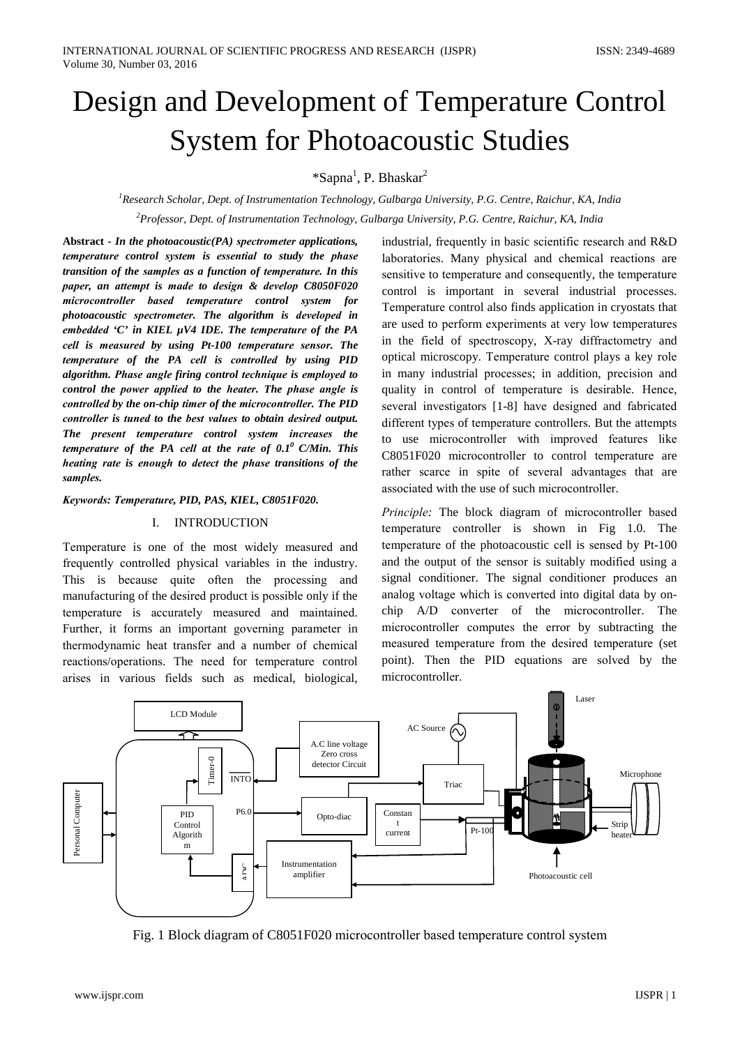# Design and Development of Temperature Control System for Photoacoustic Studies

*Sapna[1], P. Bhaskar[2]

[1]*Research Scholar, Dept. of Instrumentation Technology, Gulbarga University, P.G. Centre, Raichur, KA, India*

[2]*Professor, Dept. of Instrumentation Technology, Gulbarga University, P.G. Centre, Raichur, KA, India*

**Abstract -** ***In the photoacoustic(PA) spectrometer applications, temperature control system is essential to study the phase transition of the samples as a function of temperature. In this paper, an attempt is made to design & develop C8050F020 microcontroller based temperature control system for photoacoustic spectrometer. The algorithm is developed in embedded 'C' in KIEL µV4 IDE. The temperature of the PA cell is measured by using Pt-100 temperature sensor. The temperature of the PA cell is controlled by using PID algorithm. Phase angle firing control technique is employed to control the power applied to the heater. The phase angle is controlled by the on-chip timer of the microcontroller. The PID controller is tuned to the best values to obtain desired output. The present temperature control system increases the temperature of the PA cell at the rate of 0.1$^0$ C/Min. This heating rate is enough to detect the phase transitions of the samples.***

***Keywords: Temperature, PID, PAS, KIEL, C8051F020.***

## I. INTRODUCTION

Temperature is one of the most widely measured and frequently controlled physical variables in the industry. This is because quite often the processing and manufacturing of the desired product is possible only if the temperature is accurately measured and maintained. Further, it forms an important governing parameter in thermodynamic heat transfer and a number of chemical reactions/operations. The need for temperature control arises in various fields such as medical, biological, industrial, frequently in basic scientific research and R&D laboratories. Many physical and chemical reactions are sensitive to temperature and consequently, the temperature control is important in several industrial processes. Temperature control also finds application in cryostats that are used to perform experiments at very low temperatures in the field of spectroscopy, X-ray diffractometry and optical microscopy. Temperature control plays a key role in many industrial processes; in addition, precision and quality in control of temperature is desirable. Hence, several investigators [1-8] have designed and fabricated different types of temperature controllers. But the attempts to use microcontroller with improved features like C8051F020 microcontroller to control temperature are rather scarce in spite of several advantages that are associated with the use of such microcontroller.

*Principle:* The block diagram of microcontroller based temperature controller is shown in Fig 1.0. The temperature of the photoacoustic cell is sensed by Pt-100 and the output of the sensor is suitably modified using a signal conditioner. The signal conditioner produces an analog voltage which is converted into digital data by on-chip A/D converter of the microcontroller. The microcontroller computes the error by subtracting the measured temperature from the desired temperature (set point). Then the PID equations are solved by the microcontroller.

Fig. 1 Block diagram of C8051F020 microcontroller based temperature control system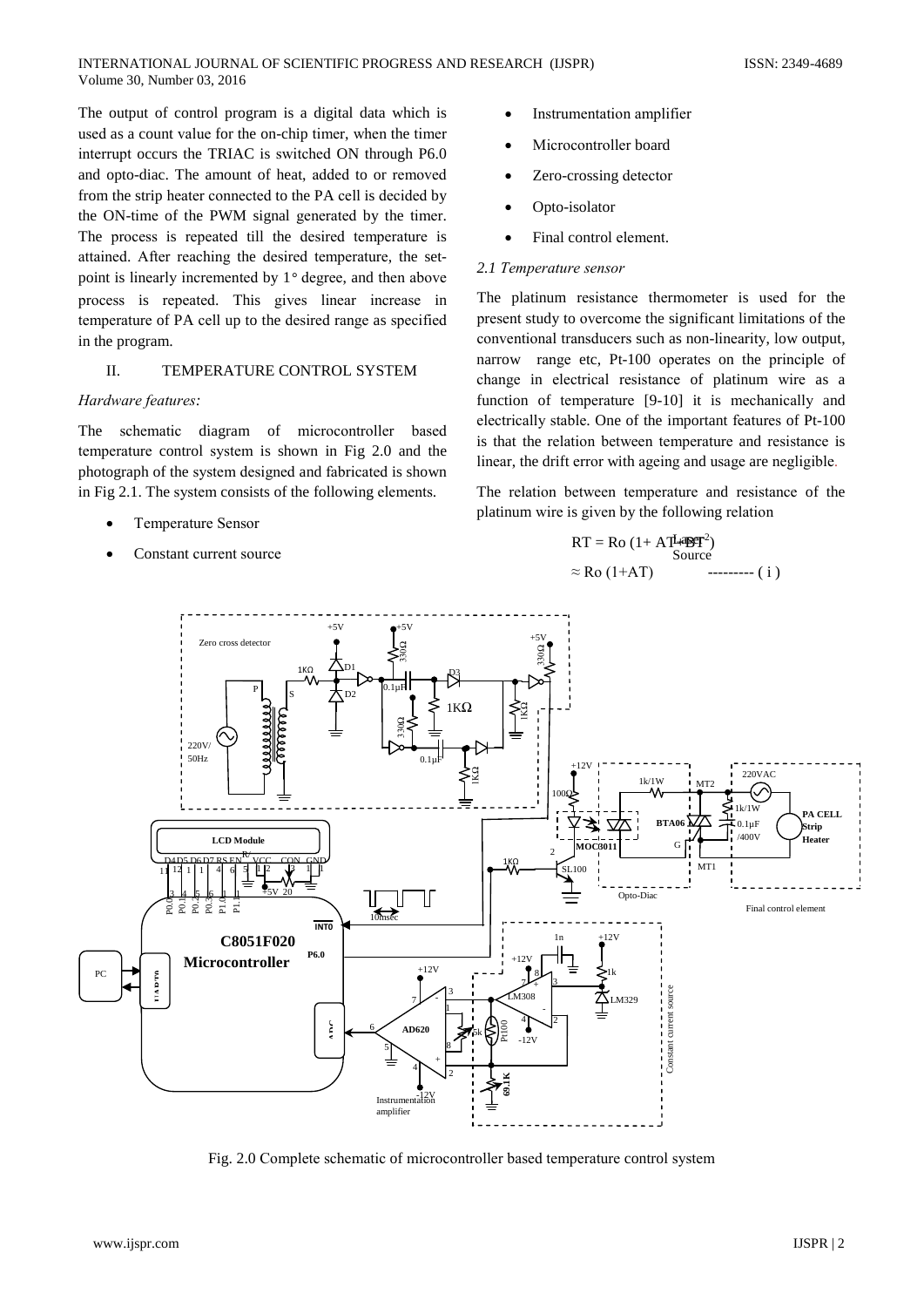The output of control program is a digital data which is used as a count value for the on-chip timer, when the timer interrupt occurs the TRIAC is switched ON through P6.0 and opto-diac. The amount of heat, added to or removed from the strip heater connected to the PA cell is decided by the ON-time of the PWM signal generated by the timer. The process is repeated till the desired temperature is attained. After reaching the desired temperature, the set-point is linearly incremented by 1° degree, and then above process is repeated. This gives linear increase in temperature of PA cell up to the desired range as specified in the program.

## II. TEMPERATURE CONTROL SYSTEM

*Hardware features:*

The schematic diagram of microcontroller based temperature control system is shown in Fig 2.0 and the photograph of the system designed and fabricated is shown in Fig 2.1. The system consists of the following elements.

- Temperature Sensor
- Constant current source
- Instrumentation amplifier
- Microcontroller board
- Zero-crossing detector
- Opto-isolator
- Final control element.

### *2.1 Temperature sensor*

The platinum resistance thermometer is used for the present study to overcome the significant limitations of the conventional transducers such as non-linearity, low output, narrow range etc, Pt-100 operates on the principle of change in electrical resistance of platinum wire as a function of temperature [9-10] it is mechanically and electrically stable. One of the important features of Pt-100 is that the relation between temperature and resistance is linear, the drift error with ageing and usage are negligible.

The relation between temperature and resistance of the platinum wire is given by the following relation

$$RT = Ro\,(1 + AT + BT^2)$$

$$\approx Ro\,(1 + AT) \qquad \text{--------- ( i )}$$

Fig. 2.0 Complete schematic of microcontroller based temperature control system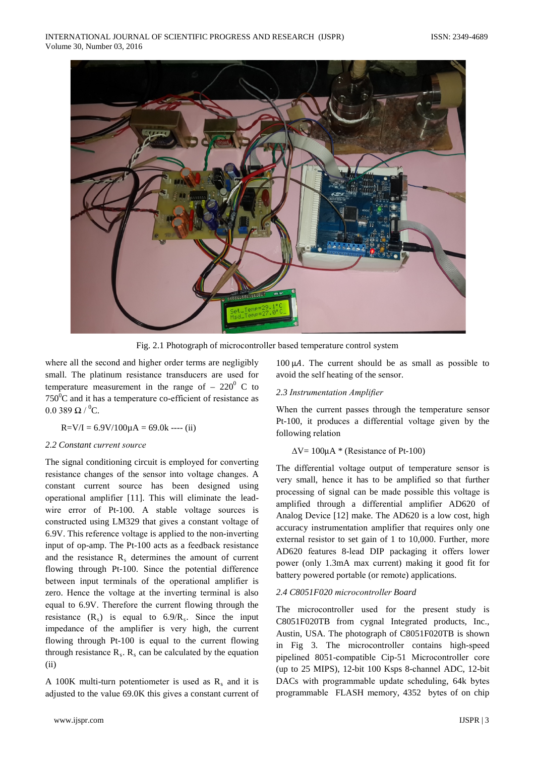Fig. 2.1 Photograph of microcontroller based temperature control system

where all the second and higher order terms are negligibly small. The platinum resistance transducers are used for temperature measurement in the range of $-220^0$ C to $750^0$C and it has a temperature co-efficient of resistance as 0.0 389 $\Omega$ / $^0$C.

$$R=V/I = 6.9V/100\mu A = 69.0k \text{ ---- (ii)}$$

### 2.2 Constant current source

The signal conditioning circuit is employed for converting resistance changes of the sensor into voltage changes. A constant current source has been designed using operational amplifier [11]. This will eliminate the lead-wire error of Pt-100. A stable voltage sources is constructed using LM329 that gives a constant voltage of 6.9V. This reference voltage is applied to the non-inverting input of op-amp. The Pt-100 acts as a feedback resistance and the resistance $R_s$ determines the amount of current flowing through Pt-100. Since the potential difference between input terminals of the operational amplifier is zero. Hence the voltage at the inverting terminal is also equal to 6.9V. Therefore the current flowing through the resistance ($R_s$) is equal to $6.9/R_s$. Since the input impedance of the amplifier is very high, the current flowing through Pt-100 is equal to the current flowing through resistance $R_s$. $R_s$ can be calculated by the equation (ii)

A 100K multi-turn potentiometer is used as $R_s$ and it is adjusted to the value 69.0K this gives a constant current of $100\ \mu A$. The current should be as small as possible to avoid the self heating of the sensor.

### 2.3 Instrumentation Amplifier

When the current passes through the temperature sensor Pt-100, it produces a differential voltage given by the following relation

$$\Delta V = 100\mu A * (\text{Resistance of Pt-100})$$

The differential voltage output of temperature sensor is very small, hence it has to be amplified so that further processing of signal can be made possible this voltage is amplified through a differential amplifier AD620 of Analog Device [12] make. The AD620 is a low cost, high accuracy instrumentation amplifier that requires only one external resistor to set gain of 1 to 10,000. Further, more AD620 features 8-lead DIP packaging it offers lower power (only 1.3mA max current) making it good fit for battery powered portable (or remote) applications.

### 2.4 C8051F020 microcontroller Board

The microcontroller used for the present study is C8051F020TB from cygnal Integrated products, Inc., Austin, USA. The photograph of C8051F020TB is shown in Fig 3. The microcontroller contains high-speed pipelined 8051-compatible Cip-51 Microcontroller core (up to 25 MIPS), 12-bit 100 Ksps 8-channel ADC, 12-bit DACs with programmable update scheduling, 64k bytes programmable FLASH memory, 4352 bytes of on chip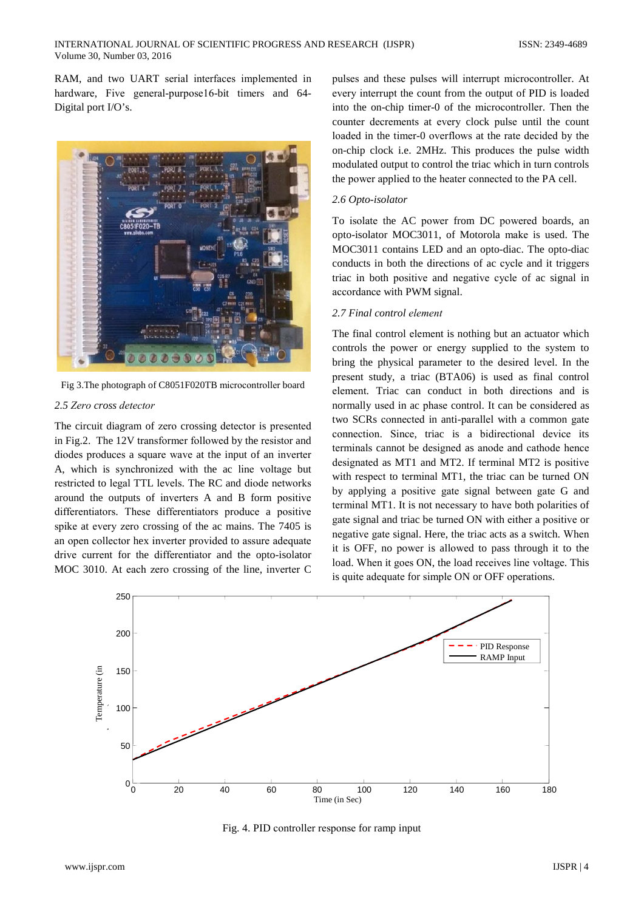RAM, and two UART serial interfaces implemented in hardware, Five general-purpose16-bit timers and 64-Digital port I/O's.

Fig 3.The photograph of C8051F020TB microcontroller board

### 2.5 Zero cross detector

The circuit diagram of zero crossing detector is presented in Fig.2. The 12V transformer followed by the resistor and diodes produces a square wave at the input of an inverter A, which is synchronized with the ac line voltage but restricted to legal TTL levels. The RC and diode networks around the outputs of inverters A and B form positive differentiators. These differentiators produce a positive spike at every zero crossing of the ac mains. The 7405 is an open collector hex inverter provided to assure adequate drive current for the differentiator and the opto-isolator MOC 3010. At each zero crossing of the line, inverter C pulses and these pulses will interrupt microcontroller. At every interrupt the count from the output of PID is loaded into the on-chip timer-0 of the microcontroller. Then the counter decrements at every clock pulse until the count loaded in the timer-0 overflows at the rate decided by the on-chip clock i.e. 2MHz. This produces the pulse width modulated output to control the triac which in turn controls the power applied to the heater connected to the PA cell.

### 2.6 Opto-isolator

To isolate the AC power from DC powered boards, an opto-isolator MOC3011, of Motorola make is used. The MOC3011 contains LED and an opto-diac. The opto-diac conducts in both the directions of ac cycle and it triggers triac in both positive and negative cycle of ac signal in accordance with PWM signal.

### 2.7 Final control element

The final control element is nothing but an actuator which controls the power or energy supplied to the system to bring the physical parameter to the desired level. In the present study, a triac (BTA06) is used as final control element. Triac can conduct in both directions and is normally used in ac phase control. It can be considered as two SCRs connected in anti-parallel with a common gate connection. Since, triac is a bidirectional device its terminals cannot be designed as anode and cathode hence designated as MT1 and MT2. If terminal MT2 is positive with respect to terminal MT1, the triac can be turned ON by applying a positive gate signal between gate G and terminal MT1. It is not necessary to have both polarities of gate signal and triac be turned ON with either a positive or negative gate signal. Here, the triac acts as a switch. When it is OFF, no power is allowed to pass through it to the load. When it goes ON, the load receives line voltage. This is quite adequate for simple ON or OFF operations.

Fig. 4. PID controller response for ramp input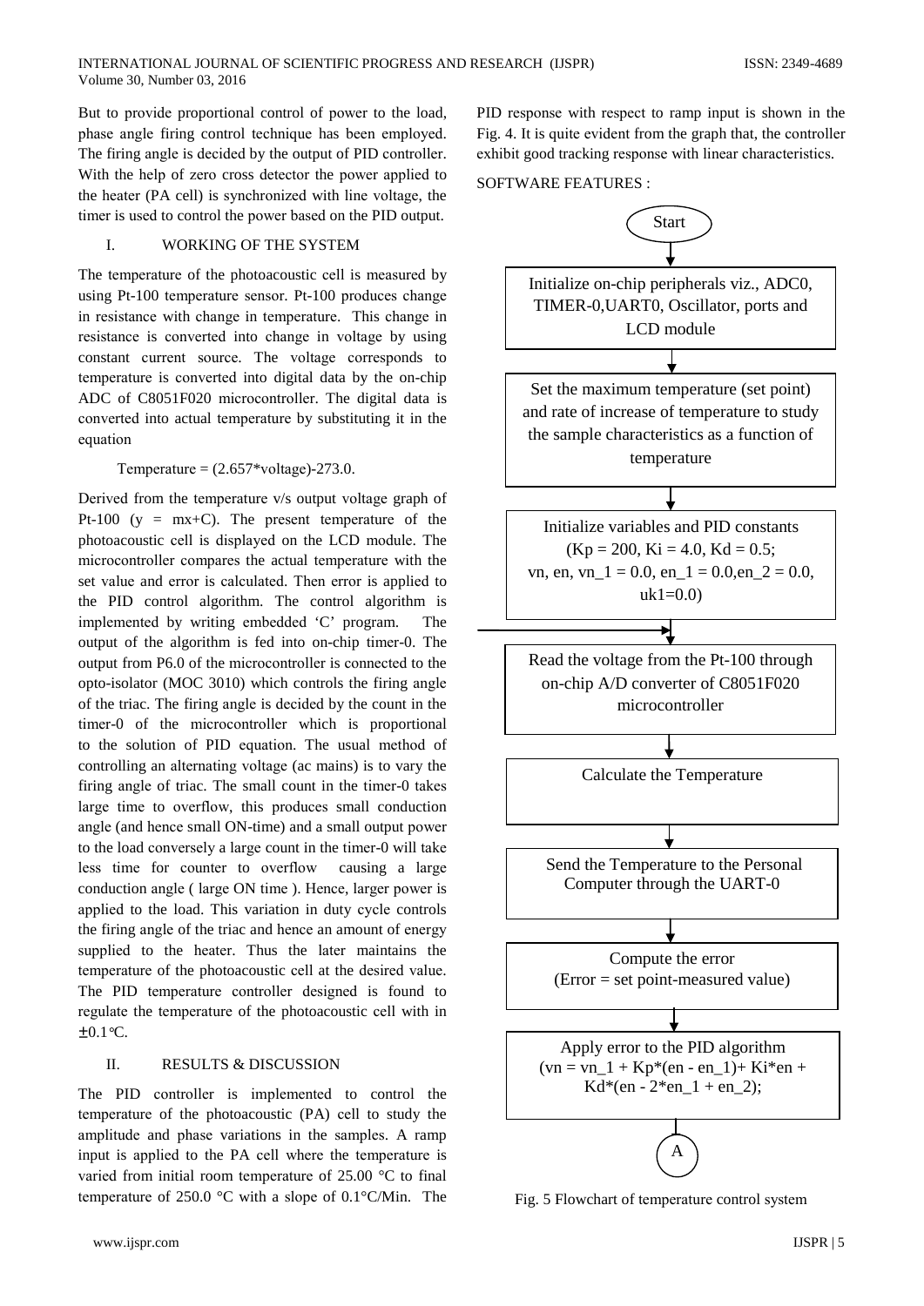But to provide proportional control of power to the load, phase angle firing control technique has been employed. The firing angle is decided by the output of PID controller. With the help of zero cross detector the power applied to the heater (PA cell) is synchronized with line voltage, the timer is used to control the power based on the PID output.

## I. WORKING OF THE SYSTEM

The temperature of the photoacoustic cell is measured by using Pt-100 temperature sensor. Pt-100 produces change in resistance with change in temperature. This change in resistance is converted into change in voltage by using constant current source. The voltage corresponds to temperature is converted into digital data by the on-chip ADC of C8051F020 microcontroller. The digital data is converted into actual temperature by substituting it in the equation

Temperature = (2.657*voltage)-273.0.

Derived from the temperature v/s output voltage graph of Pt-100 ($y = mx+C$). The present temperature of the photoacoustic cell is displayed on the LCD module. The microcontroller compares the actual temperature with the set value and error is calculated. Then error is applied to the PID control algorithm. The control algorithm is implemented by writing embedded 'C' program. The output of the algorithm is fed into on-chip timer-0. The output from P6.0 of the microcontroller is connected to the opto-isolator (MOC 3010) which controls the firing angle of the triac. The firing angle is decided by the count in the timer-0 of the microcontroller which is proportional to the solution of PID equation. The usual method of controlling an alternating voltage (ac mains) is to vary the firing angle of triac. The small count in the timer-0 takes large time to overflow, this produces small conduction angle (and hence small ON-time) and a small output power to the load conversely a large count in the timer-0 will take less time for counter to overflow causing a large conduction angle ( large ON time ). Hence, larger power is applied to the load. This variation in duty cycle controls the firing angle of the triac and hence an amount of energy supplied to the heater. Thus the later maintains the temperature of the photoacoustic cell at the desired value. The PID temperature controller designed is found to regulate the temperature of the photoacoustic cell with in ±0.1°C.

## II. RESULTS & DISCUSSION

The PID controller is implemented to control the temperature of the photoacoustic (PA) cell to study the amplitude and phase variations in the samples. A ramp input is applied to the PA cell where the temperature is varied from initial room temperature of 25.00 °C to final temperature of 250.0 °C with a slope of 0.1°C/Min. The PID response with respect to ramp input is shown in the Fig. 4. It is quite evident from the graph that, the controller exhibit good tracking response with linear characteristics.

SOFTWARE FEATURES :

Start

↓

Initialize on-chip peripherals viz., ADC0, TIMER-0,UART0, Oscillator, ports and LCD module

↓

Set the maximum temperature (set point) and rate of increase of temperature to study the sample characteristics as a function of temperature

↓

Initialize variables and PID constants (Kp = 200, Ki = 4.0, Kd = 0.5; vn, en, vn_1 = 0.0, en_1 = 0.0,en_2 = 0.0, uk1=0.0)

↓

Read the voltage from the Pt-100 through on-chip A/D converter of C8051F020 microcontroller

↓

Calculate the Temperature

↓

Send the Temperature to the Personal Computer through the UART-0

↓

Compute the error (Error = set point-measured value)

↓

Apply error to the PID algorithm (vn = vn_1 + Kp*(en - en_1)+ Ki*en + Kd*(en - 2*en_1 + en_2);

↓

A

Fig. 5 Flowchart of temperature control system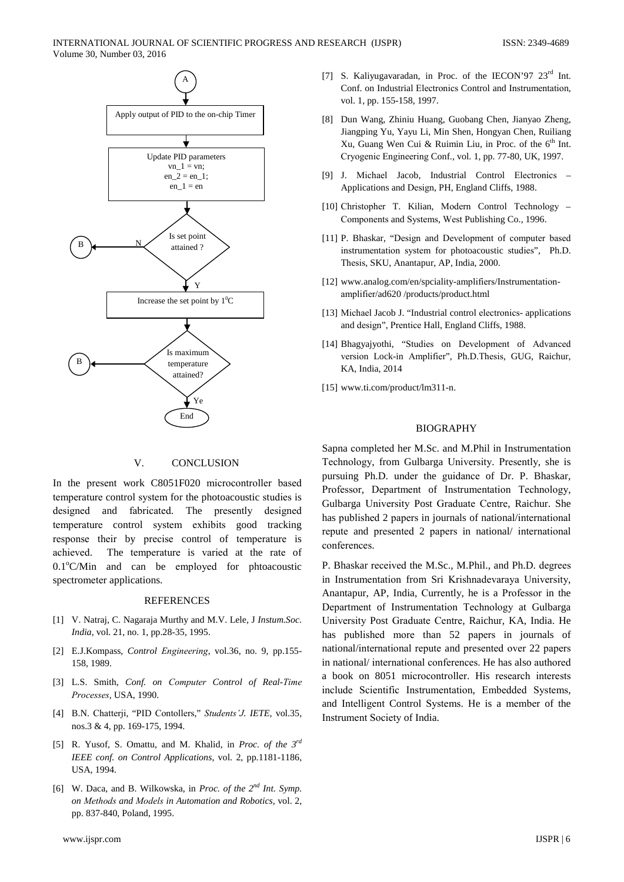A

Apply output of PID to the on-chip Timer

Update PID parameters
vn_1 = vn;
en_2 = en_1;
en_1 = en

Is set point attained ?

N

B

Y

Increase the set point by $1^0$C

Is maximum temperature attained?

B

Ye

End

## V. CONCLUSION

In the present work C8051F020 microcontroller based temperature control system for the photoacoustic studies is designed and fabricated. The presently designed temperature control system exhibits good tracking response their by precise control of temperature is achieved. The temperature is varied at the rate of $0.1^o$C/Min and can be employed for phtoacoustic spectrometer applications.

## REFERENCES

[1] V. Natraj, C. Nagaraja Murthy and M.V. Lele, J *Instum.Soc. India*, vol. 21, no. 1, pp.28-35, 1995.

[2] E.J.Kompass, *Control Engineering*, vol.36, no. 9, pp.155-158, 1989.

[3] L.S. Smith, *Conf. on Computer Control of Real-Time Processes*, USA, 1990.

[4] B.N. Chatterji, "PID Contollers," *Students'J. IETE*, vol.35, nos.3 & 4, pp. 169-175, 1994.

[5] R. Yusof, S. Omattu, and M. Khalid, in *Proc. of the 3rd IEEE conf. on Control Applications*, vol. 2, pp.1181-1186, USA, 1994.

[6] W. Daca, and B. Wilkowska, in *Proc. of the 2nd Int. Symp. on Methods and Models in Automation and Robotics*, vol. 2, pp. 837-840, Poland, 1995.

[7] S. Kaliyugavaradan, in Proc. of the IECON'97 23rd Int. Conf. on Industrial Electronics Control and Instrumentation, vol. 1, pp. 155-158, 1997.

[8] Dun Wang, Zhiniu Huang, Guobang Chen, Jianyao Zheng, Jiangping Yu, Yayu Li, Min Shen, Hongyan Chen, Ruiliang Xu, Guang Wen Cui & Ruimin Liu, in Proc. of the 6th Int. Cryogenic Engineering Conf., vol. 1, pp. 77-80, UK, 1997.

[9] J. Michael Jacob, Industrial Control Electronics – Applications and Design, PH, England Cliffs, 1988.

[10] Christopher T. Kilian, Modern Control Technology – Components and Systems, West Publishing Co., 1996.

[11] P. Bhaskar, "Design and Development of computer based instrumentation system for photoacoustic studies", Ph.D. Thesis, SKU, Anantapur, AP, India, 2000.

[12] www.analog.com/en/spciality-amplifiers/Instrumentation-amplifier/ad620 /products/product.html

[13] Michael Jacob J. "Industrial control electronics- applications and design", Prentice Hall, England Cliffs, 1988.

[14] Bhagyajyothi, "Studies on Development of Advanced version Lock-in Amplifier", Ph.D.Thesis, GUG, Raichur, KA, India, 2014

[15] www.ti.com/product/lm311-n.

## BIOGRAPHY

Sapna completed her M.Sc. and M.Phil in Instrumentation Technology, from Gulbarga University. Presently, she is pursuing Ph.D. under the guidance of Dr. P. Bhaskar, Professor, Department of Instrumentation Technology, Gulbarga University Post Graduate Centre, Raichur. She has published 2 papers in journals of national/international repute and presented 2 papers in national/ international conferences.

P. Bhaskar received the M.Sc., M.Phil., and Ph.D. degrees in Instrumentation from Sri Krishnadevaraya University, Anantapur, AP, India, Currently, he is a Professor in the Department of Instrumentation Technology at Gulbarga University Post Graduate Centre, Raichur, KA, India. He has published more than 52 papers in journals of national/international repute and presented over 22 papers in national/ international conferences. He has also authored a book on 8051 microcontroller. His research interests include Scientific Instrumentation, Embedded Systems, and Intelligent Control Systems. He is a member of the Instrument Society of India.